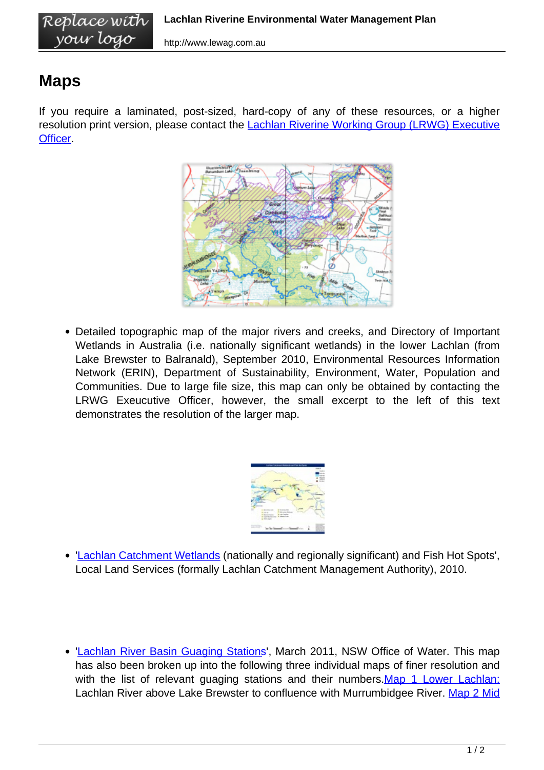# Maps

If you require a laminated, post-sized, hard-copy of any of these resources, or a higher resolution print version, please contact the [Lachlan Riverine Working Group (LRWG) Executive Officer](#).

- Detailed topographic map of the major rivers and creeks, and Directory of Important Wetlands in Australia (i.e. nationally significant wetlands) in the lower Lachlan (from Lake Brewster to Balranald), September 2010, Environmental Resources Information Network (ERIN), Department of Sustainability, Environment, Water, Population and Communities. Due to large file size, this map can only be obtained by contacting the LRWG Exeucutive Officer, however, the small excerpt to the left of this text demonstrates the resolution of the larger map.

- '[Lachlan Catchment Wetlands](#) (nationally and regionally significant) and Fish Hot Spots', Local Land Services (formally Lachlan Catchment Management Authority), 2010.

- '[Lachlan River Basin Guaging Stations](#)', March 2011, NSW Office of Water. This map has also been broken up into the following three individual maps of finer resolution and with the list of relevant guaging stations and their numbers.[Map 1 Lower Lachlan:](#) Lachlan River above Lake Brewster to confluence with Murrumbidgee River. [Map 2 Mid](#)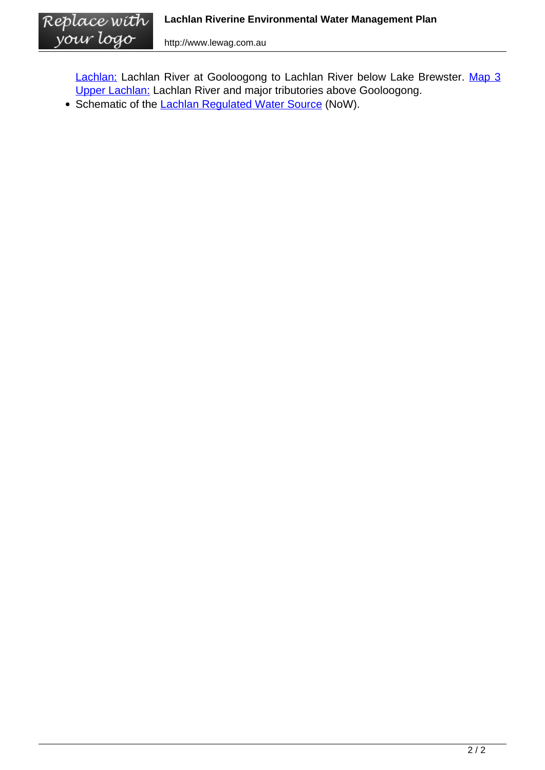[Lachlan:](#) Lachlan River at Gooloogong to Lachlan River below Lake Brewster. [Map 3 Upper Lachlan:](#) Lachlan River and major tributaries above Gooloogong.

- Schematic of the [Lachlan Regulated Water Source](#) (NoW).